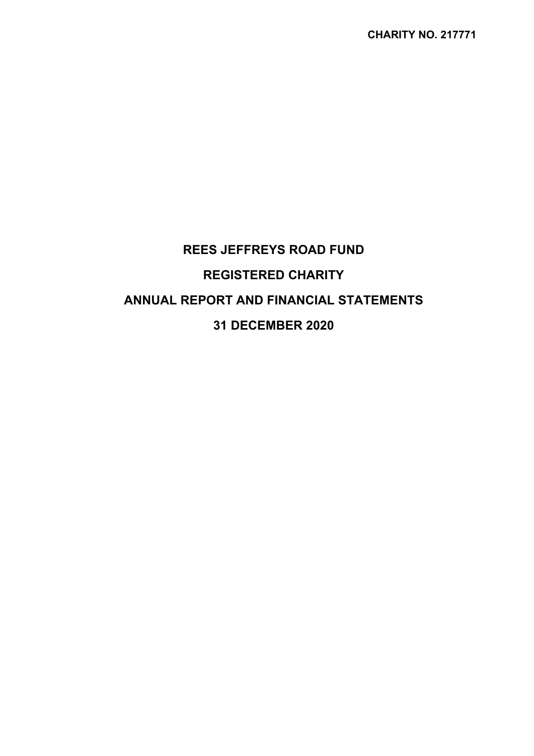**CHARITY NO. 217771**

# REES JEFFREYS ROAD FUND

## REGISTERED CHARITY

## ANNUAL REPORT AND FINANCIAL STATEMENTS

## 31 DECEMBER 2020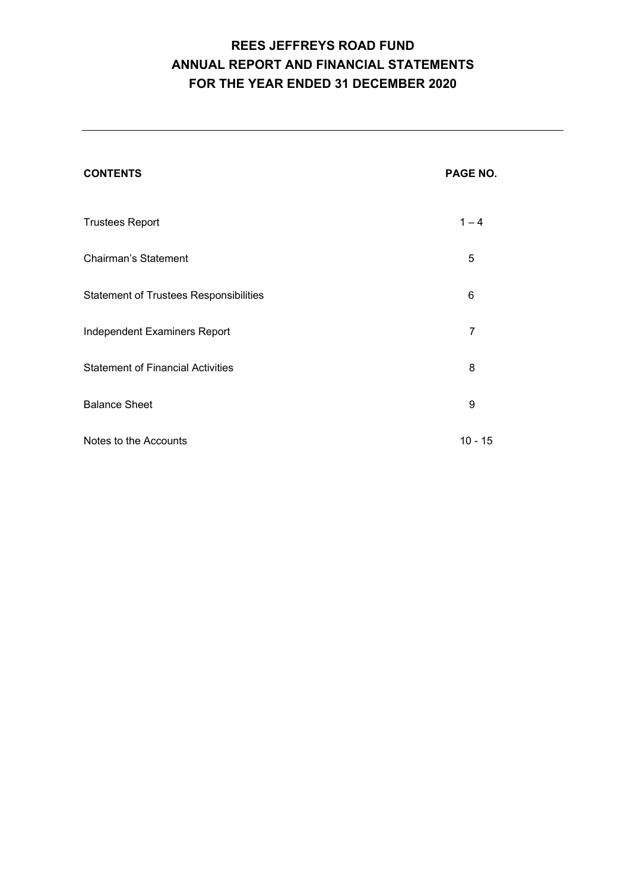# REES JEFFREYS ROAD FUND
# ANNUAL REPORT AND FINANCIAL STATEMENTS
# FOR THE YEAR ENDED 31 DECEMBER 2020

| **CONTENTS** | **PAGE NO.** |
|---|---|
| Trustees Report | 1 – 4 |
| Chairman's Statement | 5 |
| Statement of Trustees Responsibilities | 6 |
| Independent Examiners Report | 7 |
| Statement of Financial Activities | 8 |
| Balance Sheet | 9 |
| Notes to the Accounts | 10 - 15 |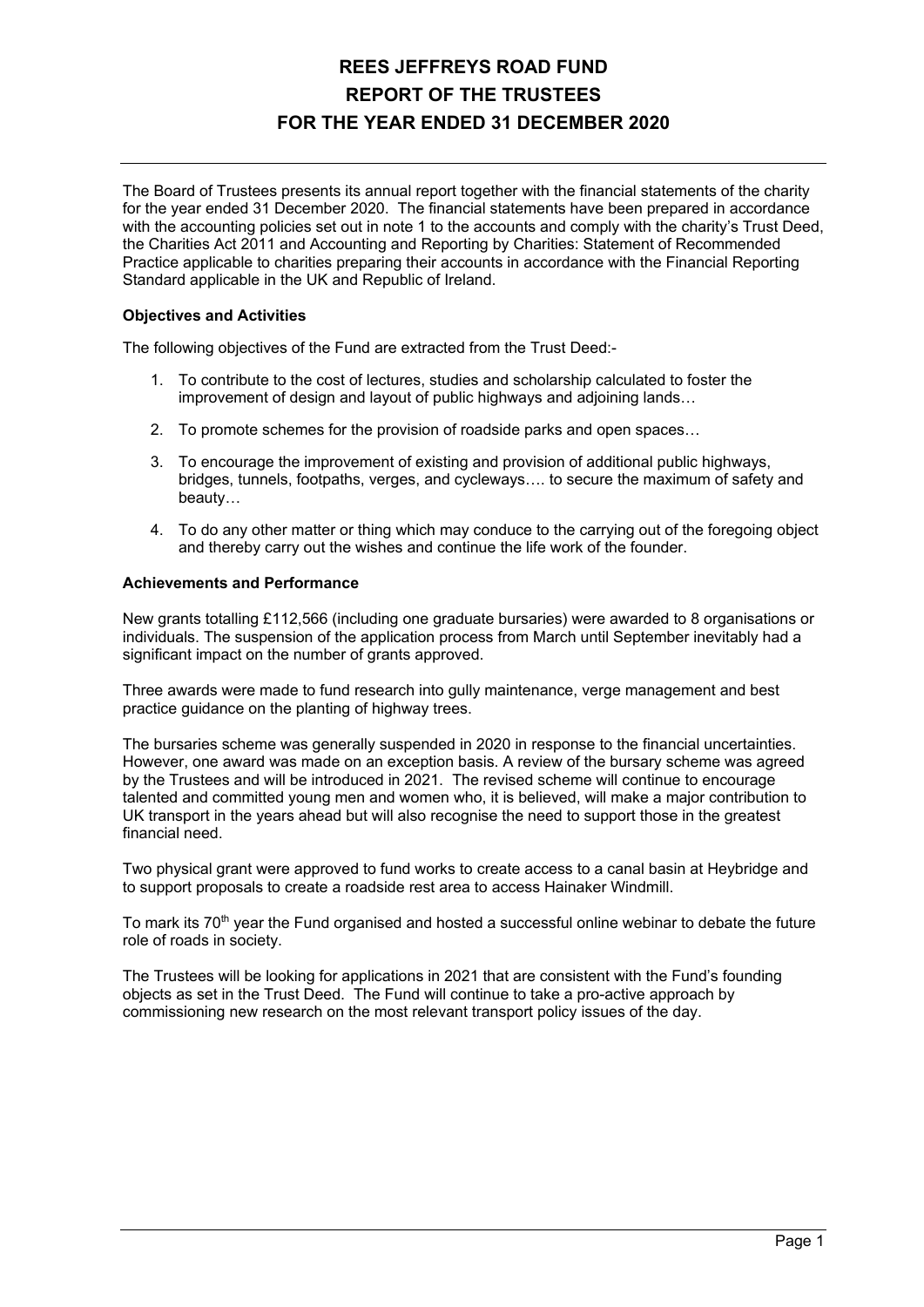# REES JEFFREYS ROAD FUND
# REPORT OF THE TRUSTEES
# FOR THE YEAR ENDED 31 DECEMBER 2020

The Board of Trustees presents its annual report together with the financial statements of the charity for the year ended 31 December 2020. The financial statements have been prepared in accordance with the accounting policies set out in note 1 to the accounts and comply with the charity's Trust Deed, the Charities Act 2011 and Accounting and Reporting by Charities: Statement of Recommended Practice applicable to charities preparing their accounts in accordance with the Financial Reporting Standard applicable in the UK and Republic of Ireland.

### Objectives and Activities

The following objectives of the Fund are extracted from the Trust Deed:-

1. To contribute to the cost of lectures, studies and scholarship calculated to foster the improvement of design and layout of public highways and adjoining lands…

2. To promote schemes for the provision of roadside parks and open spaces…

3. To encourage the improvement of existing and provision of additional public highways, bridges, tunnels, footpaths, verges, and cycleways…. to secure the maximum of safety and beauty…

4. To do any other matter or thing which may conduce to the carrying out of the foregoing object and thereby carry out the wishes and continue the life work of the founder.

### Achievements and Performance

New grants totalling £112,566 (including one graduate bursaries) were awarded to 8 organisations or individuals. The suspension of the application process from March until September inevitably had a significant impact on the number of grants approved.

Three awards were made to fund research into gully maintenance, verge management and best practice guidance on the planting of highway trees.

The bursaries scheme was generally suspended in 2020 in response to the financial uncertainties. However, one award was made on an exception basis. A review of the bursary scheme was agreed by the Trustees and will be introduced in 2021. The revised scheme will continue to encourage talented and committed young men and women who, it is believed, will make a major contribution to UK transport in the years ahead but will also recognise the need to support those in the greatest financial need.

Two physical grant were approved to fund works to create access to a canal basin at Heybridge and to support proposals to create a roadside rest area to access Hainaker Windmill.

To mark its 70th year the Fund organised and hosted a successful online webinar to debate the future role of roads in society.

The Trustees will be looking for applications in 2021 that are consistent with the Fund's founding objects as set in the Trust Deed. The Fund will continue to take a pro-active approach by commissioning new research on the most relevant transport policy issues of the day.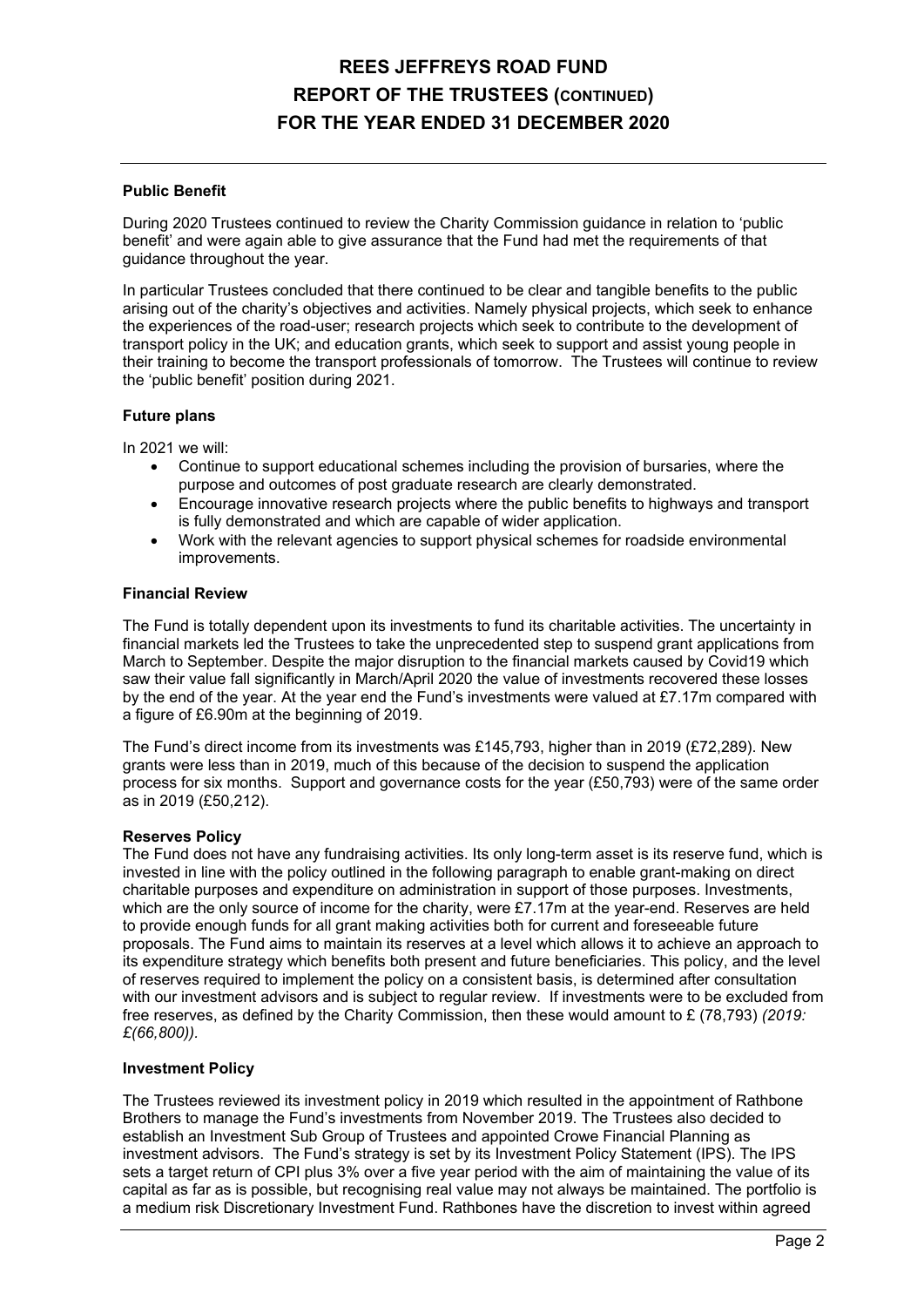### Public Benefit

During 2020 Trustees continued to review the Charity Commission guidance in relation to 'public benefit' and were again able to give assurance that the Fund had met the requirements of that guidance throughout the year.

In particular Trustees concluded that there continued to be clear and tangible benefits to the public arising out of the charity's objectives and activities. Namely physical projects, which seek to enhance the experiences of the road-user; research projects which seek to contribute to the development of transport policy in the UK; and education grants, which seek to support and assist young people in their training to become the transport professionals of tomorrow. The Trustees will continue to review the 'public benefit' position during 2021.

### Future plans

In 2021 we will:

- Continue to support educational schemes including the provision of bursaries, where the purpose and outcomes of post graduate research are clearly demonstrated.
- Encourage innovative research projects where the public benefits to highways and transport is fully demonstrated and which are capable of wider application.
- Work with the relevant agencies to support physical schemes for roadside environmental improvements.

### Financial Review

The Fund is totally dependent upon its investments to fund its charitable activities. The uncertainty in financial markets led the Trustees to take the unprecedented step to suspend grant applications from March to September. Despite the major disruption to the financial markets caused by Covid19 which saw their value fall significantly in March/April 2020 the value of investments recovered these losses by the end of the year. At the year end the Fund's investments were valued at £7.17m compared with a figure of £6.90m at the beginning of 2019.

The Fund's direct income from its investments was £145,793, higher than in 2019 (£72,289). New grants were less than in 2019, much of this because of the decision to suspend the application process for six months. Support and governance costs for the year (£50,793) were of the same order as in 2019 (£50,212).

### Reserves Policy

The Fund does not have any fundraising activities. Its only long-term asset is its reserve fund, which is invested in line with the policy outlined in the following paragraph to enable grant-making on direct charitable purposes and expenditure on administration in support of those purposes. Investments, which are the only source of income for the charity, were £7.17m at the year-end. Reserves are held to provide enough funds for all grant making activities both for current and foreseeable future proposals. The Fund aims to maintain its reserves at a level which allows it to achieve an approach to its expenditure strategy which benefits both present and future beneficiaries. This policy, and the level of reserves required to implement the policy on a consistent basis, is determined after consultation with our investment advisors and is subject to regular review. If investments were to be excluded from free reserves, as defined by the Charity Commission, then these would amount to £ (78,793) *(2019: £(66,800)).*

### Investment Policy

The Trustees reviewed its investment policy in 2019 which resulted in the appointment of Rathbone Brothers to manage the Fund's investments from November 2019. The Trustees also decided to establish an Investment Sub Group of Trustees and appointed Crowe Financial Planning as investment advisors. The Fund's strategy is set by its Investment Policy Statement (IPS). The IPS sets a target return of CPI plus 3% over a five year period with the aim of maintaining the value of its capital as far as is possible, but recognising real value may not always be maintained. The portfolio is a medium risk Discretionary Investment Fund. Rathbones have the discretion to invest within agreed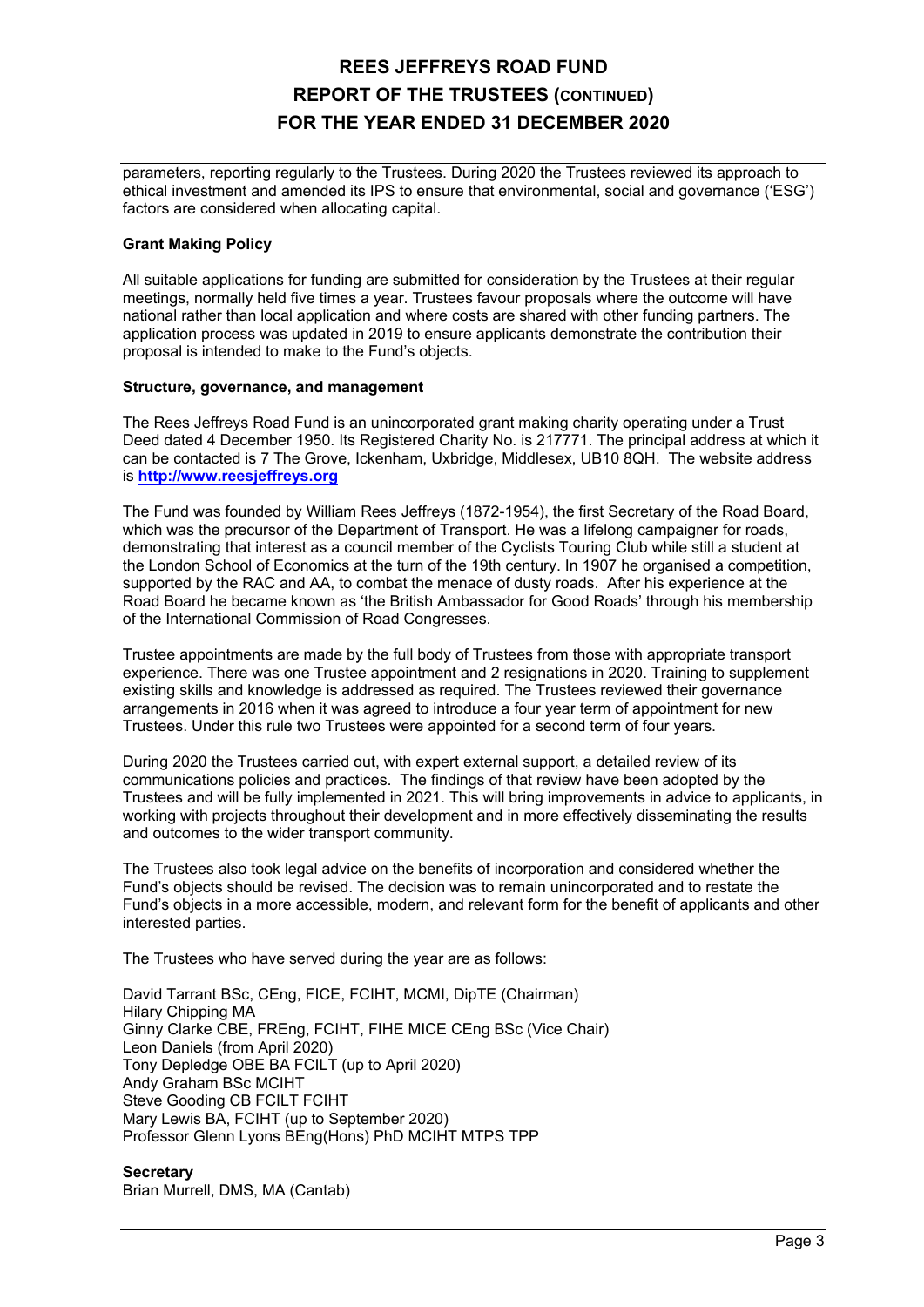parameters, reporting regularly to the Trustees. During 2020 the Trustees reviewed its approach to ethical investment and amended its IPS to ensure that environmental, social and governance ('ESG') factors are considered when allocating capital.

**Grant Making Policy**

All suitable applications for funding are submitted for consideration by the Trustees at their regular meetings, normally held five times a year. Trustees favour proposals where the outcome will have national rather than local application and where costs are shared with other funding partners. The application process was updated in 2019 to ensure applicants demonstrate the contribution their proposal is intended to make to the Fund's objects.

**Structure, governance, and management**

The Rees Jeffreys Road Fund is an unincorporated grant making charity operating under a Trust Deed dated 4 December 1950. Its Registered Charity No. is 217771. The principal address at which it can be contacted is 7 The Grove, Ickenham, Uxbridge, Middlesex, UB10 8QH. The website address is **http://www.reesjeffreys.org**

The Fund was founded by William Rees Jeffreys (1872-1954), the first Secretary of the Road Board, which was the precursor of the Department of Transport. He was a lifelong campaigner for roads, demonstrating that interest as a council member of the Cyclists Touring Club while still a student at the London School of Economics at the turn of the 19th century. In 1907 he organised a competition, supported by the RAC and AA, to combat the menace of dusty roads. After his experience at the Road Board he became known as 'the British Ambassador for Good Roads' through his membership of the International Commission of Road Congresses.

Trustee appointments are made by the full body of Trustees from those with appropriate transport experience. There was one Trustee appointment and 2 resignations in 2020. Training to supplement existing skills and knowledge is addressed as required. The Trustees reviewed their governance arrangements in 2016 when it was agreed to introduce a four year term of appointment for new Trustees. Under this rule two Trustees were appointed for a second term of four years.

During 2020 the Trustees carried out, with expert external support, a detailed review of its communications policies and practices. The findings of that review have been adopted by the Trustees and will be fully implemented in 2021. This will bring improvements in advice to applicants, in working with projects throughout their development and in more effectively disseminating the results and outcomes to the wider transport community.

The Trustees also took legal advice on the benefits of incorporation and considered whether the Fund's objects should be revised. The decision was to remain unincorporated and to restate the Fund's objects in a more accessible, modern, and relevant form for the benefit of applicants and other interested parties.

The Trustees who have served during the year are as follows:

David Tarrant BSc, CEng, FICE, FCIHT, MCMI, DipTE (Chairman)
Hilary Chipping MA
Ginny Clarke CBE, FREng, FCIHT, FIHE MICE CEng BSc (Vice Chair)
Leon Daniels (from April 2020)
Tony Depledge OBE BA FCILT (up to April 2020)
Andy Graham BSc MCIHT
Steve Gooding CB FCILT FCIHT
Mary Lewis BA, FCIHT (up to September 2020)
Professor Glenn Lyons BEng(Hons) PhD MCIHT MTPS TPP

**Secretary**
Brian Murrell, DMS, MA (Cantab)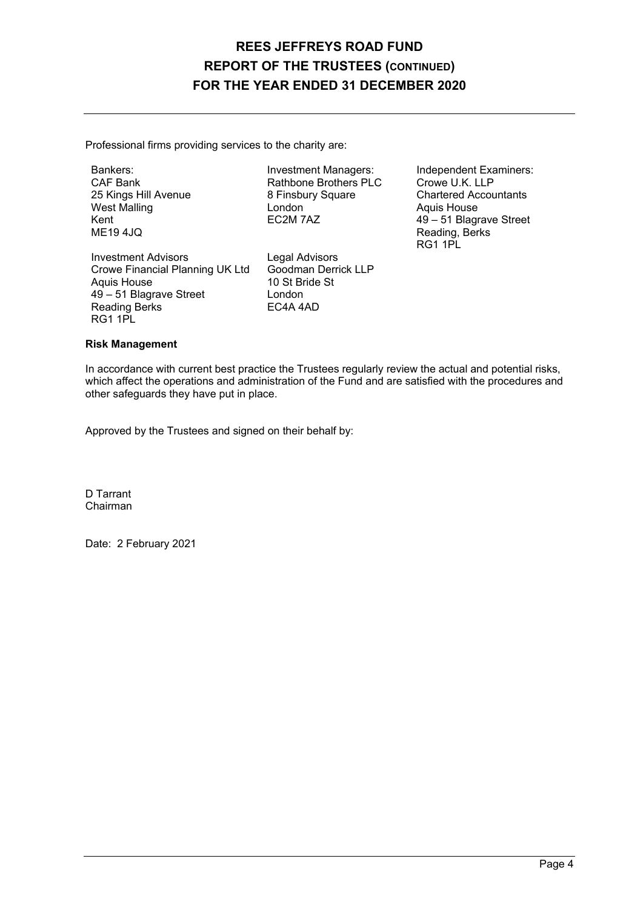Professional firms providing services to the charity are:

Bankers:
CAF Bank
25 Kings Hill Avenue
West Malling
Kent
ME19 4JQ

Investment Managers:
Rathbone Brothers PLC
8 Finsbury Square
London
EC2M 7AZ

Independent Examiners:
Crowe U.K. LLP
Chartered Accountants
Aquis House
49 – 51 Blagrave Street
Reading, Berks
RG1 1PL

Investment Advisors
Crowe Financial Planning UK Ltd
Aquis House
49 – 51 Blagrave Street
Reading Berks
RG1 1PL

Legal Advisors
Goodman Derrick LLP
10 St Bride St
London
EC4A 4AD

**Risk Management**

In accordance with current best practice the Trustees regularly review the actual and potential risks, which affect the operations and administration of the Fund and are satisfied with the procedures and other safeguards they have put in place.

Approved by the Trustees and signed on their behalf by:

D Tarrant
Chairman

Date: 2 February 2021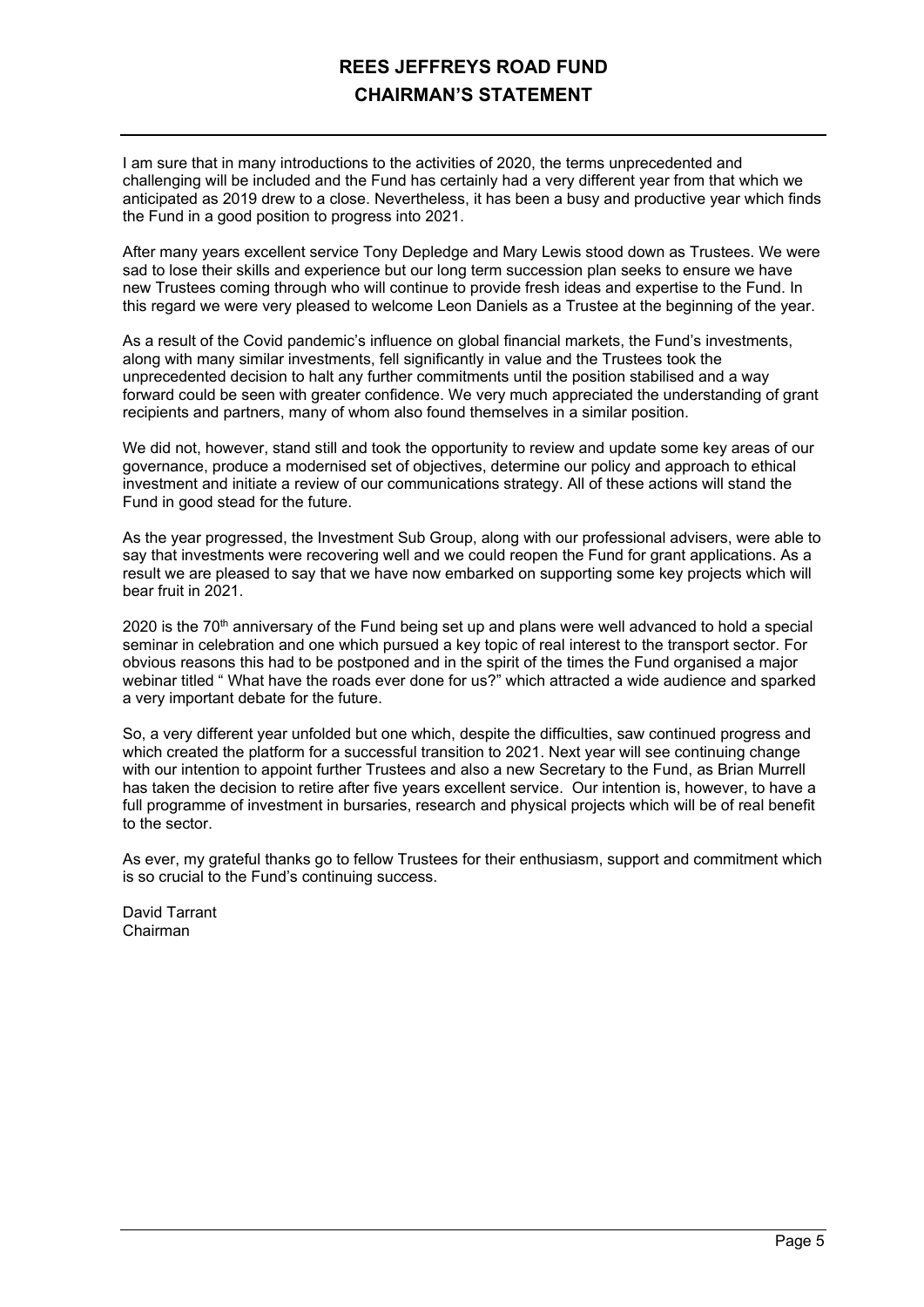# REES JEFFREYS ROAD FUND

## CHAIRMAN'S STATEMENT

I am sure that in many introductions to the activities of 2020, the terms unprecedented and challenging will be included and the Fund has certainly had a very different year from that which we anticipated as 2019 drew to a close. Nevertheless, it has been a busy and productive year which finds the Fund in a good position to progress into 2021.

After many years excellent service Tony Depledge and Mary Lewis stood down as Trustees. We were sad to lose their skills and experience but our long term succession plan seeks to ensure we have new Trustees coming through who will continue to provide fresh ideas and expertise to the Fund. In this regard we were very pleased to welcome Leon Daniels as a Trustee at the beginning of the year.

As a result of the Covid pandemic's influence on global financial markets, the Fund's investments, along with many similar investments, fell significantly in value and the Trustees took the unprecedented decision to halt any further commitments until the position stabilised and a way forward could be seen with greater confidence. We very much appreciated the understanding of grant recipients and partners, many of whom also found themselves in a similar position.

We did not, however, stand still and took the opportunity to review and update some key areas of our governance, produce a modernised set of objectives, determine our policy and approach to ethical investment and initiate a review of our communications strategy. All of these actions will stand the Fund in good stead for the future.

As the year progressed, the Investment Sub Group, along with our professional advisers, were able to say that investments were recovering well and we could reopen the Fund for grant applications. As a result we are pleased to say that we have now embarked on supporting some key projects which will bear fruit in 2021.

2020 is the 70th anniversary of the Fund being set up and plans were well advanced to hold a special seminar in celebration and one which pursued a key topic of real interest to the transport sector. For obvious reasons this had to be postponed and in the spirit of the times the Fund organised a major webinar titled " What have the roads ever done for us?" which attracted a wide audience and sparked a very important debate for the future.

So, a very different year unfolded but one which, despite the difficulties, saw continued progress and which created the platform for a successful transition to 2021. Next year will see continuing change with our intention to appoint further Trustees and also a new Secretary to the Fund, as Brian Murrell has taken the decision to retire after five years excellent service. Our intention is, however, to have a full programme of investment in bursaries, research and physical projects which will be of real benefit to the sector.

As ever, my grateful thanks go to fellow Trustees for their enthusiasm, support and commitment which is so crucial to the Fund's continuing success.

David Tarrant
Chairman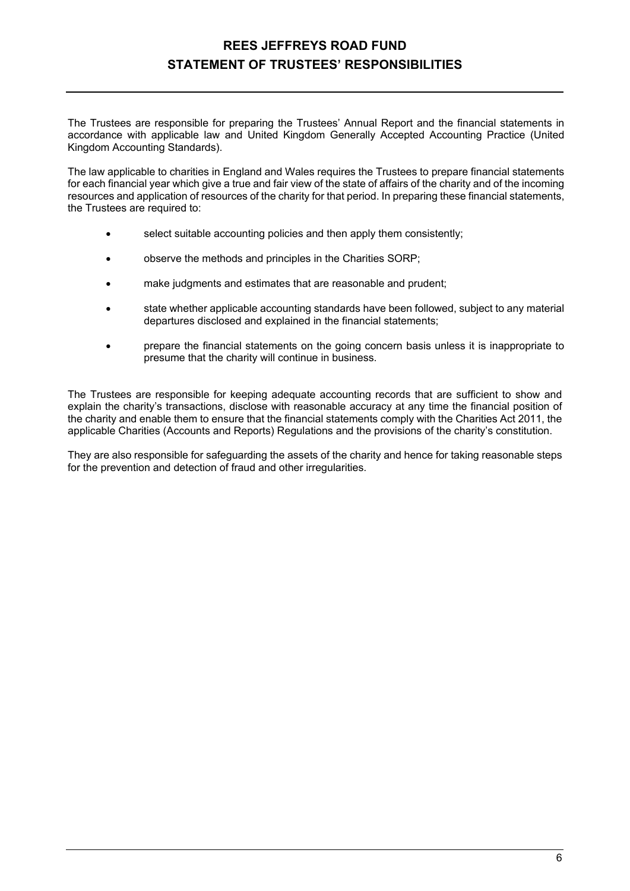# REES JEFFREYS ROAD FUND
## STATEMENT OF TRUSTEES' RESPONSIBILITIES

The Trustees are responsible for preparing the Trustees' Annual Report and the financial statements in accordance with applicable law and United Kingdom Generally Accepted Accounting Practice (United Kingdom Accounting Standards).

The law applicable to charities in England and Wales requires the Trustees to prepare financial statements for each financial year which give a true and fair view of the state of affairs of the charity and of the incoming resources and application of resources of the charity for that period. In preparing these financial statements, the Trustees are required to:

- select suitable accounting policies and then apply them consistently;
- observe the methods and principles in the Charities SORP;
- make judgments and estimates that are reasonable and prudent;
- state whether applicable accounting standards have been followed, subject to any material departures disclosed and explained in the financial statements;
- prepare the financial statements on the going concern basis unless it is inappropriate to presume that the charity will continue in business.

The Trustees are responsible for keeping adequate accounting records that are sufficient to show and explain the charity's transactions, disclose with reasonable accuracy at any time the financial position of the charity and enable them to ensure that the financial statements comply with the Charities Act 2011, the applicable Charities (Accounts and Reports) Regulations and the provisions of the charity's constitution.

They are also responsible for safeguarding the assets of the charity and hence for taking reasonable steps for the prevention and detection of fraud and other irregularities.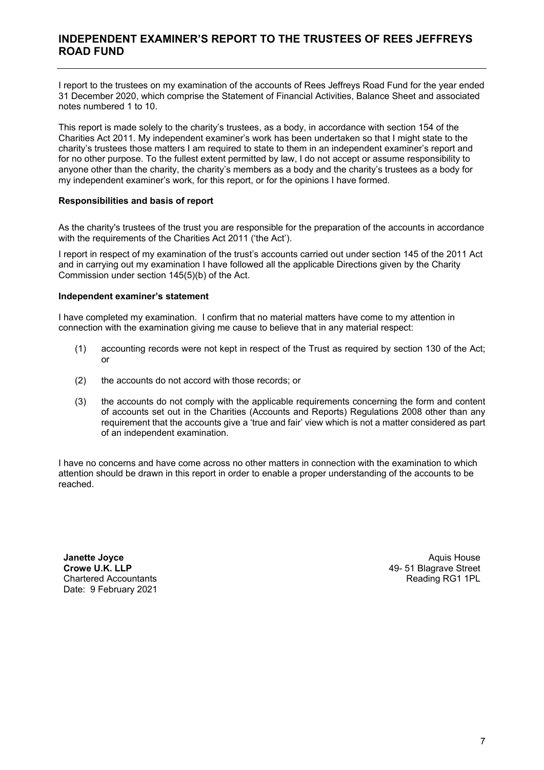# INDEPENDENT EXAMINER'S REPORT TO THE TRUSTEES OF REES JEFFREYS ROAD FUND

I report to the trustees on my examination of the accounts of Rees Jeffreys Road Fund for the year ended 31 December 2020, which comprise the Statement of Financial Activities, Balance Sheet and associated notes numbered 1 to 10.

This report is made solely to the charity's trustees, as a body, in accordance with section 154 of the Charities Act 2011. My independent examiner's work has been undertaken so that I might state to the charity's trustees those matters I am required to state to them in an independent examiner's report and for no other purpose. To the fullest extent permitted by law, I do not accept or assume responsibility to anyone other than the charity, the charity's members as a body and the charity's trustees as a body for my independent examiner's work, for this report, or for the opinions I have formed.

**Responsibilities and basis of report**

As the charity's trustees of the trust you are responsible for the preparation of the accounts in accordance with the requirements of the Charities Act 2011 ('the Act').

I report in respect of my examination of the trust's accounts carried out under section 145 of the 2011 Act and in carrying out my examination I have followed all the applicable Directions given by the Charity Commission under section 145(5)(b) of the Act.

**Independent examiner's statement**

I have completed my examination. I confirm that no material matters have come to my attention in connection with the examination giving me cause to believe that in any material respect:

(1) accounting records were not kept in respect of the Trust as required by section 130 of the Act; or

(2) the accounts do not accord with those records; or

(3) the accounts do not comply with the applicable requirements concerning the form and content of accounts set out in the Charities (Accounts and Reports) Regulations 2008 other than any requirement that the accounts give a 'true and fair' view which is not a matter considered as part of an independent examination.

I have no concerns and have come across no other matters in connection with the examination to which attention should be drawn in this report in order to enable a proper understanding of the accounts to be reached.

**Janette Joyce**
**Crowe U.K. LLP**
Chartered Accountants
Date: 9 February 2021

Aquis House
49- 51 Blagrave Street
Reading RG1 1PL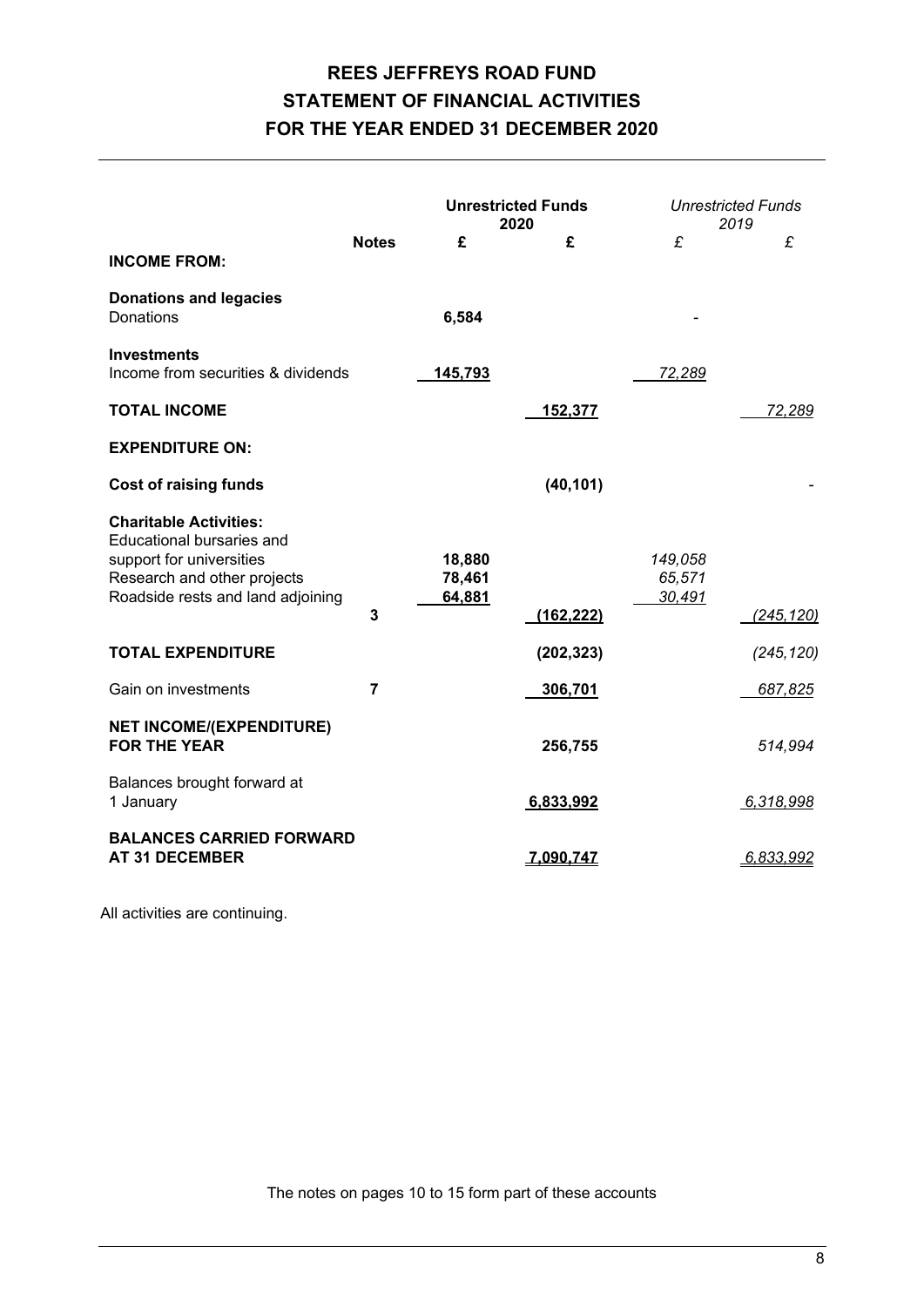# REES JEFFREYS ROAD FUND
# STATEMENT OF FINANCIAL ACTIVITIES
# FOR THE YEAR ENDED 31 DECEMBER 2020

| | Notes | **Unrestricted Funds 2020** £ | £ | *Unrestricted Funds 2019* £ | £ |
|---|---|---|---|---|---|
| **INCOME FROM:** | | | | | |
| **Donations and legacies** | | | | | |
| Donations | | **6,584** | | - | |
| **Investments** | | | | | |
| Income from securities & dividends | | **145,793** | | *72,289* | |
| **TOTAL INCOME** | | | **152,377** | | *72,289* |
| **EXPENDITURE ON:** | | | | | |
| **Cost of raising funds** | | | **(40,101)** | | - |
| **Charitable Activities:** | | | | | |
| Educational bursaries and support for universities | | **18,880** | | *149,058* | |
| Research and other projects | | **78,461** | | *65,571* | |
| Roadside rests and land adjoining | 3 | **64,881** | **(162,222)** | *30,491* | *(245,120)* |
| **TOTAL EXPENDITURE** | | | **(202,323)** | | *(245,120)* |
| Gain on investments | 7 | | **306,701** | | *687,825* |
| **NET INCOME/(EXPENDITURE) FOR THE YEAR** | | | **256,755** | | *514,994* |
| Balances brought forward at 1 January | | | **6,833,992** | | *6,318,998* |
| **BALANCES CARRIED FORWARD AT 31 DECEMBER** | | | **7,090,747** | | *6,833,992* |

All activities are continuing.

The notes on pages 10 to 15 form part of these accounts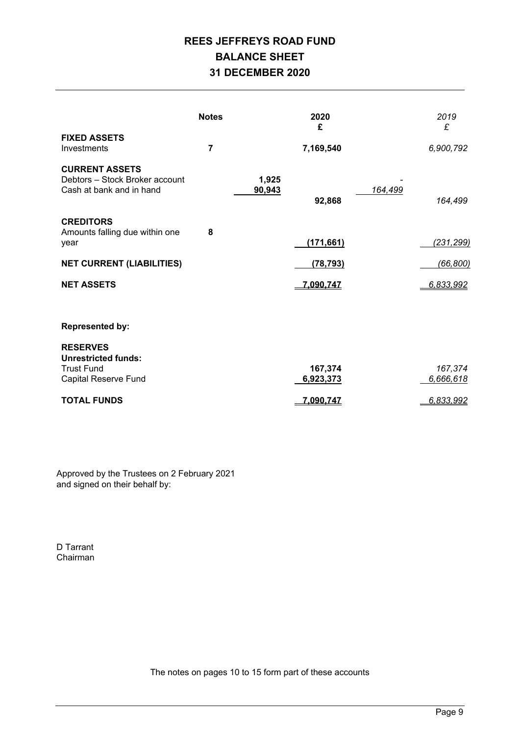# REES JEFFREYS ROAD FUND
# BALANCE SHEET
# 31 DECEMBER 2020

| | Notes | | 2020 £ | | *2019 £* |
|---|---|---|---|---|---|
| **FIXED ASSETS** | | | | | |
| Investments | **7** | | **7,169,540** | | *6,900,792* |
| **CURRENT ASSETS** | | | | | |
| Debtors – Stock Broker account | | **1,925** | | - | |
| Cash at bank and in hand | | **90,943** | | *164,499* | |
| | | | **92,868** | | *164,499* |
| **CREDITORS** | | | | | |
| Amounts falling due within one year | **8** | | **(171,661)** | | *(231,299)* |
| **NET CURRENT (LIABILITIES)** | | | **(78,793)** | | *(66,800)* |
| **NET ASSETS** | | | **7,090,747** | | *6,833,992* |
| **Represented by:** | | | | | |
| **RESERVES** | | | | | |
| **Unrestricted funds:** | | | | | |
| Trust Fund | | | **167,374** | | *167,374* |
| Capital Reserve Fund | | | **6,923,373** | | *6,666,618* |
| **TOTAL FUNDS** | | | **7,090,747** | | *6,833,992* |

Approved by the Trustees on 2 February 2021
and signed on their behalf by:

D Tarrant
Chairman

The notes on pages 10 to 15 form part of these accounts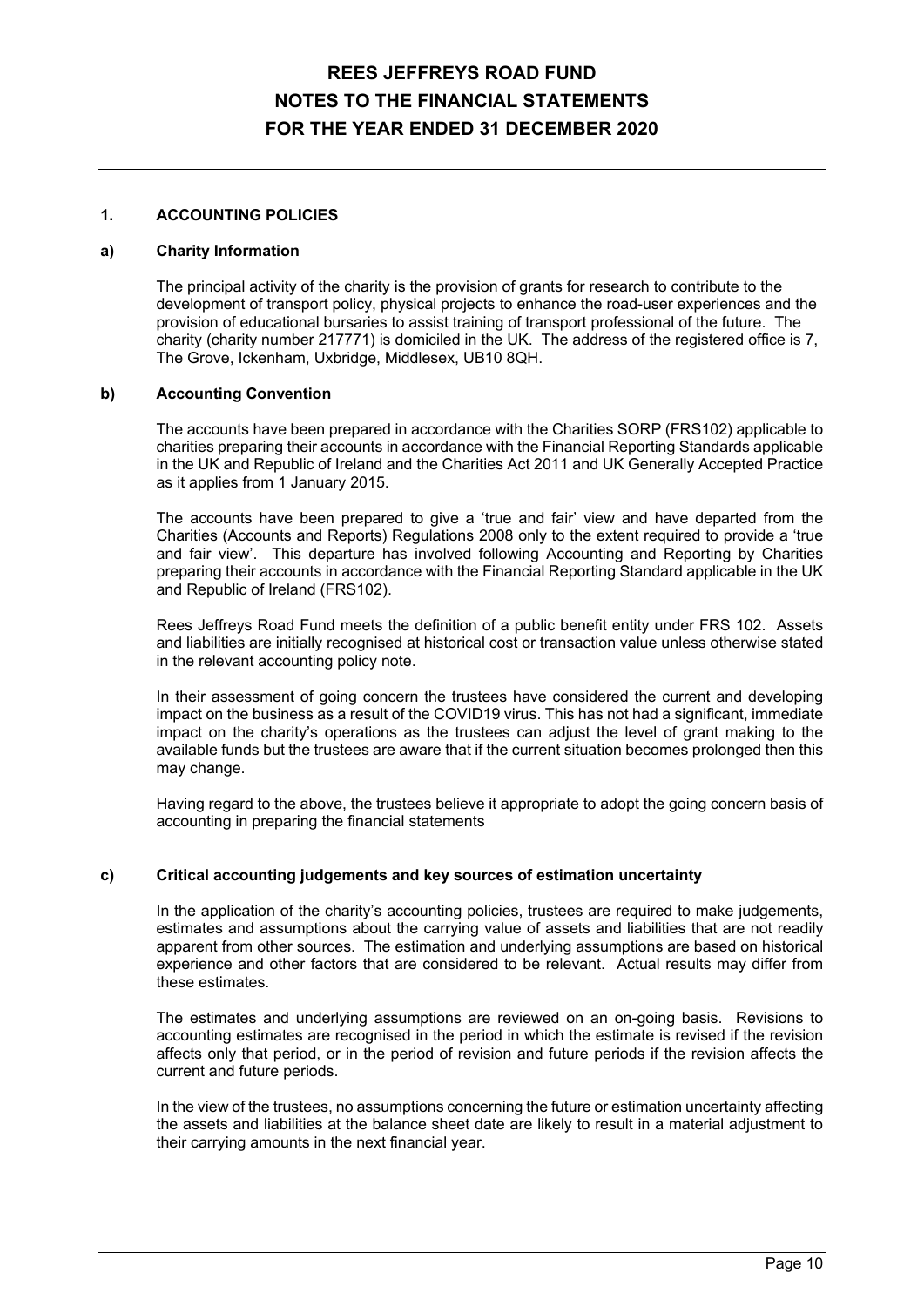# REES JEFFREYS ROAD FUND
# NOTES TO THE FINANCIAL STATEMENTS
# FOR THE YEAR ENDED 31 DECEMBER 2020

## 1. ACCOUNTING POLICIES

### a) Charity Information

The principal activity of the charity is the provision of grants for research to contribute to the development of transport policy, physical projects to enhance the road-user experiences and the provision of educational bursaries to assist training of transport professional of the future. The charity (charity number 217771) is domiciled in the UK. The address of the registered office is 7, The Grove, Ickenham, Uxbridge, Middlesex, UB10 8QH.

### b) Accounting Convention

The accounts have been prepared in accordance with the Charities SORP (FRS102) applicable to charities preparing their accounts in accordance with the Financial Reporting Standards applicable in the UK and Republic of Ireland and the Charities Act 2011 and UK Generally Accepted Practice as it applies from 1 January 2015.

The accounts have been prepared to give a 'true and fair' view and have departed from the Charities (Accounts and Reports) Regulations 2008 only to the extent required to provide a 'true and fair view'. This departure has involved following Accounting and Reporting by Charities preparing their accounts in accordance with the Financial Reporting Standard applicable in the UK and Republic of Ireland (FRS102).

Rees Jeffreys Road Fund meets the definition of a public benefit entity under FRS 102. Assets and liabilities are initially recognised at historical cost or transaction value unless otherwise stated in the relevant accounting policy note.

In their assessment of going concern the trustees have considered the current and developing impact on the business as a result of the COVID19 virus. This has not had a significant, immediate impact on the charity's operations as the trustees can adjust the level of grant making to the available funds but the trustees are aware that if the current situation becomes prolonged then this may change.

Having regard to the above, the trustees believe it appropriate to adopt the going concern basis of accounting in preparing the financial statements

### c) Critical accounting judgements and key sources of estimation uncertainty

In the application of the charity's accounting policies, trustees are required to make judgements, estimates and assumptions about the carrying value of assets and liabilities that are not readily apparent from other sources. The estimation and underlying assumptions are based on historical experience and other factors that are considered to be relevant. Actual results may differ from these estimates.

The estimates and underlying assumptions are reviewed on an on-going basis. Revisions to accounting estimates are recognised in the period in which the estimate is revised if the revision affects only that period, or in the period of revision and future periods if the revision affects the current and future periods.

In the view of the trustees, no assumptions concerning the future or estimation uncertainty affecting the assets and liabilities at the balance sheet date are likely to result in a material adjustment to their carrying amounts in the next financial year.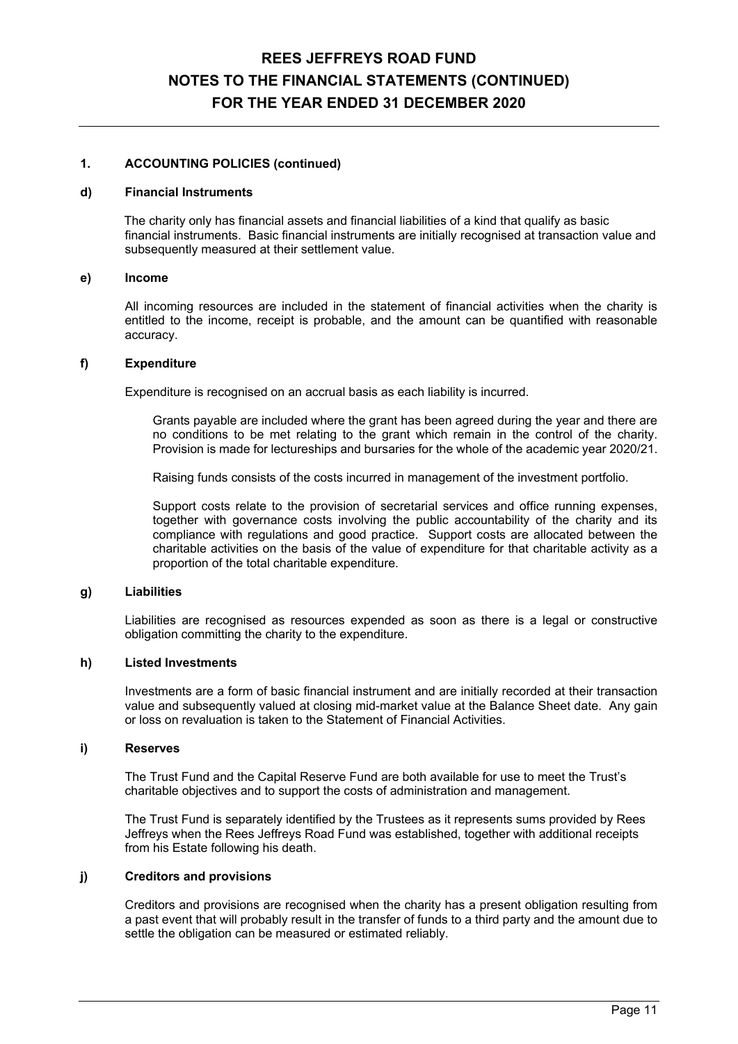## 1. ACCOUNTING POLICIES (continued)

### d) Financial Instruments

The charity only has financial assets and financial liabilities of a kind that qualify as basic financial instruments. Basic financial instruments are initially recognised at transaction value and subsequently measured at their settlement value.

### e) Income

All incoming resources are included in the statement of financial activities when the charity is entitled to the income, receipt is probable, and the amount can be quantified with reasonable accuracy.

### f) Expenditure

Expenditure is recognised on an accrual basis as each liability is incurred.

Grants payable are included where the grant has been agreed during the year and there are no conditions to be met relating to the grant which remain in the control of the charity. Provision is made for lectureships and bursaries for the whole of the academic year 2020/21.

Raising funds consists of the costs incurred in management of the investment portfolio.

Support costs relate to the provision of secretarial services and office running expenses, together with governance costs involving the public accountability of the charity and its compliance with regulations and good practice. Support costs are allocated between the charitable activities on the basis of the value of expenditure for that charitable activity as a proportion of the total charitable expenditure.

### g) Liabilities

Liabilities are recognised as resources expended as soon as there is a legal or constructive obligation committing the charity to the expenditure.

### h) Listed Investments

Investments are a form of basic financial instrument and are initially recorded at their transaction value and subsequently valued at closing mid-market value at the Balance Sheet date. Any gain or loss on revaluation is taken to the Statement of Financial Activities.

### i) Reserves

The Trust Fund and the Capital Reserve Fund are both available for use to meet the Trust's charitable objectives and to support the costs of administration and management.

The Trust Fund is separately identified by the Trustees as it represents sums provided by Rees Jeffreys when the Rees Jeffreys Road Fund was established, together with additional receipts from his Estate following his death.

### j) Creditors and provisions

Creditors and provisions are recognised when the charity has a present obligation resulting from a past event that will probably result in the transfer of funds to a third party and the amount due to settle the obligation can be measured or estimated reliably.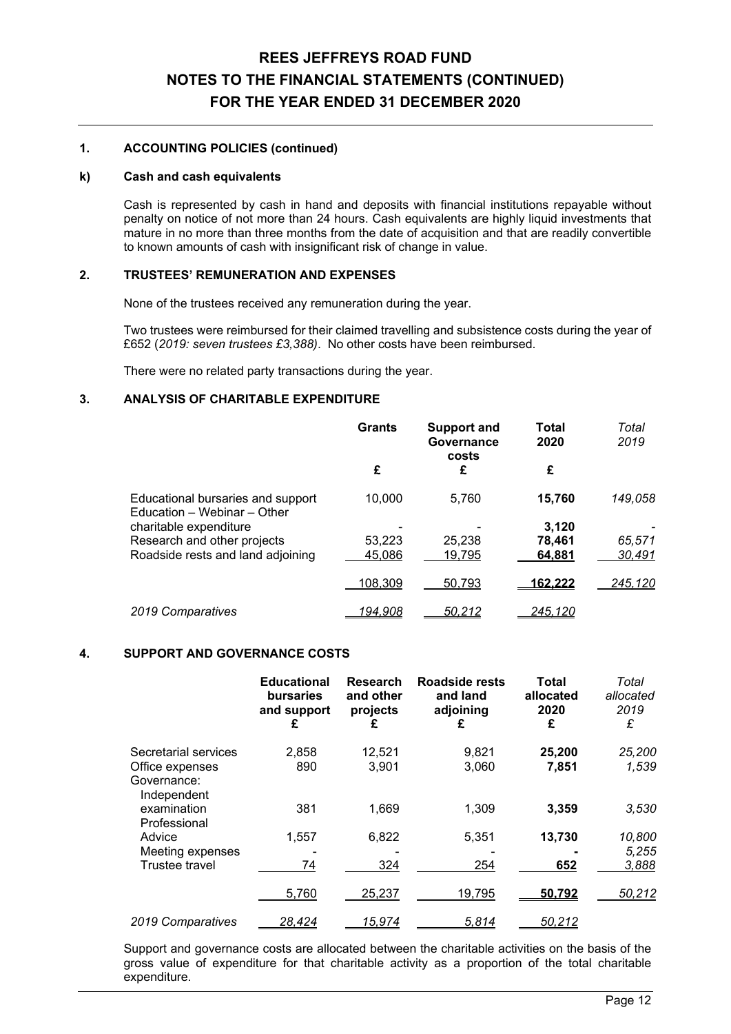# REES JEFFREYS ROAD FUND
# NOTES TO THE FINANCIAL STATEMENTS (CONTINUED)
# FOR THE YEAR ENDED 31 DECEMBER 2020

## 1. ACCOUNTING POLICIES (continued)

### k) Cash and cash equivalents

Cash is represented by cash in hand and deposits with financial institutions repayable without penalty on notice of not more than 24 hours. Cash equivalents are highly liquid investments that mature in no more than three months from the date of acquisition and that are readily convertible to known amounts of cash with insignificant risk of change in value.

## 2. TRUSTEES' REMUNERATION AND EXPENSES

None of the trustees received any remuneration during the year.

Two trustees were reimbursed for their claimed travelling and subsistence costs during the year of £652 (*2019: seven trustees £3,388)*. No other costs have been reimbursed.

There were no related party transactions during the year.

## 3. ANALYSIS OF CHARITABLE EXPENDITURE

| | **Grants** | **Support and Governance costs** | **Total 2020** | *Total 2019* |
|---|---|---|---|---|
| | **£** | **£** | **£** | |
| Educational bursaries and support | 10,000 | 5,760 | **15,760** | *149,058* |
| Education – Webinar – Other charitable expenditure | - | - | **3,120** | - |
| Research and other projects | 53,223 | 25,238 | **78,461** | *65,571* |
| Roadside rests and land adjoining | 45,086 | 19,795 | **64,881** | *30,491* |
| | 108,309 | 50,793 | **162,222** | *245,120* |
| *2019 Comparatives* | *194,908* | *50,212* | *245,120* | |

## 4. SUPPORT AND GOVERNANCE COSTS

| | **Educational bursaries and support £** | **Research and other projects £** | **Roadside rests and land adjoining £** | **Total allocated 2020 £** | *Total allocated 2019 £* |
|---|---|---|---|---|---|
| Secretarial services | 2,858 | 12,521 | 9,821 | **25,200** | *25,200* |
| Office expenses | 890 | 3,901 | 3,060 | **7,851** | *1,539* |
| Governance: | | | | | |
| Independent examination | 381 | 1,669 | 1,309 | **3,359** | *3,530* |
| Professional Advice | 1,557 | 6,822 | 5,351 | **13,730** | *10,800* |
| Meeting expenses | - | - | - | **-** | *5,255* |
| Trustee travel | 74 | 324 | 254 | **652** | *3,888* |
| | 5,760 | 25,237 | 19,795 | **50,792** | *50,212* |
| *2019 Comparatives* | *28,424* | *15,974* | *5,814* | *50,212* | |

Support and governance costs are allocated between the charitable activities on the basis of the gross value of expenditure for that charitable activity as a proportion of the total charitable expenditure.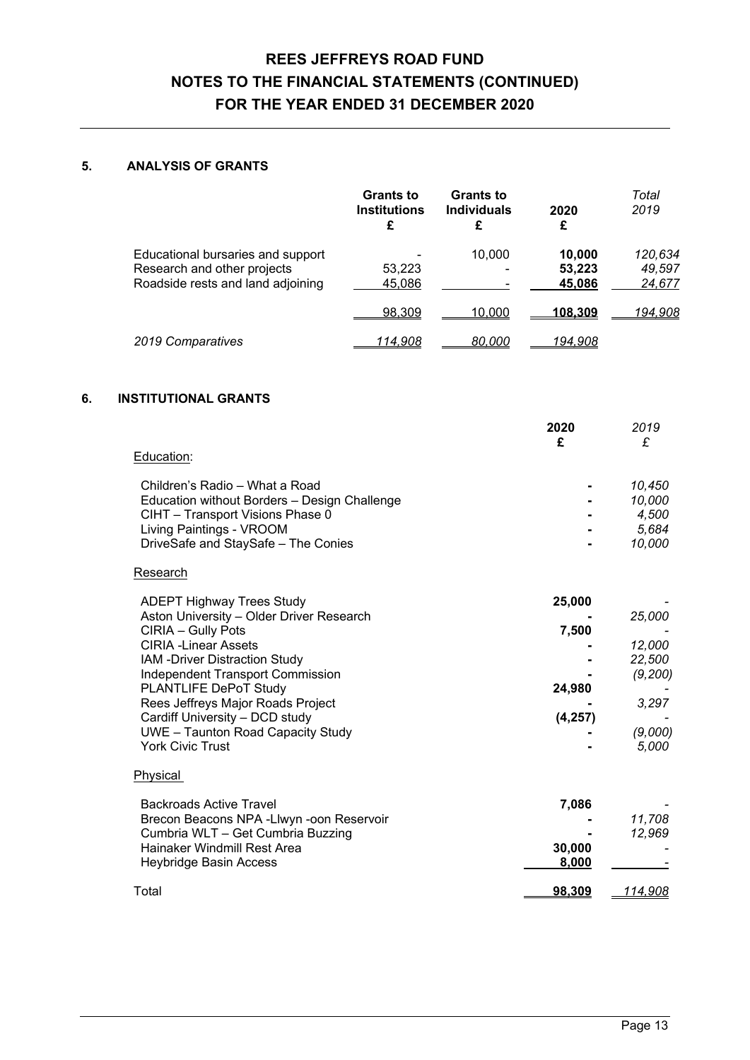# REES JEFFREYS ROAD FUND
# NOTES TO THE FINANCIAL STATEMENTS (CONTINUED)
# FOR THE YEAR ENDED 31 DECEMBER 2020

## 5. ANALYSIS OF GRANTS

| | **Grants to Institutions £** | **Grants to Individuals £** | **2020 £** | *Total 2019* |
|---|---|---|---|---|
| Educational bursaries and support | - | 10,000 | **10,000** | *120,634* |
| Research and other projects | 53,223 | - | **53,223** | *49,597* |
| Roadside rests and land adjoining | 45,086 | - | **45,086** | *24,677* |
| | 98,309 | 10,000 | **108,309** | *194,908* |
| *2019 Comparatives* | *114,908* | *80,000* | *194,908* | |

## 6. INSTITUTIONAL GRANTS

| | **2020 £** | *2019 £* |
|---|---|---|
| Education: | | |
| Children's Radio – What a Road | **-** | *10,450* |
| Education without Borders – Design Challenge | **-** | *10,000* |
| CIHT – Transport Visions Phase 0 | **-** | *4,500* |
| Living Paintings - VROOM | **-** | *5,684* |
| DriveSafe and StaySafe – The Conies | **-** | *10,000* |
| Research | | |
| ADEPT Highway Trees Study | **25,000** | *-* |
| Aston University – Older Driver Research | **-** | *25,000* |
| CIRIA – Gully Pots | **7,500** | *-* |
| CIRIA -Linear Assets | **-** | *12,000* |
| IAM -Driver Distraction Study | **-** | *22,500* |
| Independent Transport Commission | **-** | *(9,200)* |
| PLANTLIFE DePoT Study | **24,980** | *-* |
| Rees Jeffreys Major Roads Project | **-** | *3,297* |
| Cardiff University – DCD study | **(4,257)** | *-* |
| UWE – Taunton Road Capacity Study | **-** | *(9,000)* |
| York Civic Trust | **-** | *5,000* |
| Physical | | |
| Backroads Active Travel | **7,086** | *-* |
| Brecon Beacons NPA -Llwyn -oon Reservoir | **-** | *11,708* |
| Cumbria WLT – Get Cumbria Buzzing | **-** | *12,969* |
| Hainaker Windmill Rest Area | **30,000** | *-* |
| Heybridge Basin Access | **8,000** | *-* |
| Total | **98,309** | *114,908* |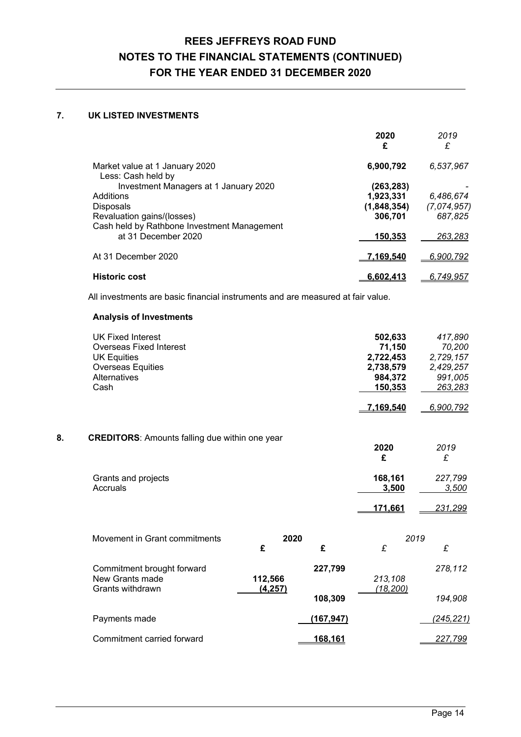## 7. UK LISTED INVESTMENTS

| | 2020 £ | *2019 £* |
|---|---|---|
| Market value at 1 January 2020 | 6,900,792 | *6,537,967* |
| Less: Cash held by Investment Managers at 1 January 2020 | (263,283) | *-* |
| Additions | 1,923,331 | *6,486,674* |
| Disposals | (1,848,354) | *(7,074,957)* |
| Revaluation gains/(losses) | 306,701 | *687,825* |
| Cash held by Rathbone Investment Management at 31 December 2020 | 150,353 | *263,283* |
| At 31 December 2020 | 7,169,540 | *6,900,792* |
| **Historic cost** | 6,602,413 | *6,749,957* |

All investments are basic financial instruments and are measured at fair value.

**Analysis of Investments**

| | 2020 £ | *2019 £* |
|---|---|---|
| UK Fixed Interest | 502,633 | *417,890* |
| Overseas Fixed Interest | 71,150 | *70,200* |
| UK Equities | 2,722,453 | *2,729,157* |
| Overseas Equities | 2,738,579 | *2,429,257* |
| Alternatives | 984,372 | *991,005* |
| Cash | 150,353 | *263,283* |
| | 7,169,540 | *6,900,792* |

## 8. CREDITORS: Amounts falling due within one year

| | 2020 £ | *2019 £* |
|---|---|---|
| Grants and projects | 168,161 | *227,799* |
| Accruals | 3,500 | *3,500* |
| | 171,661 | *231,299* |

| Movement in Grant commitments | 2020 £ | 2020 £ | *2019 £* | *2019 £* |
|---|---|---|---|---|
| Commitment brought forward | | 227,799 | | *278,112* |
| New Grants made | 112,566 | | *213,108* | |
| Grants withdrawn | (4,257) | | *(18,200)* | |
| | | 108,309 | | *194,908* |
| Payments made | | (167,947) | | *(245,221)* |
| Commitment carried forward | | 168,161 | | *227,799* |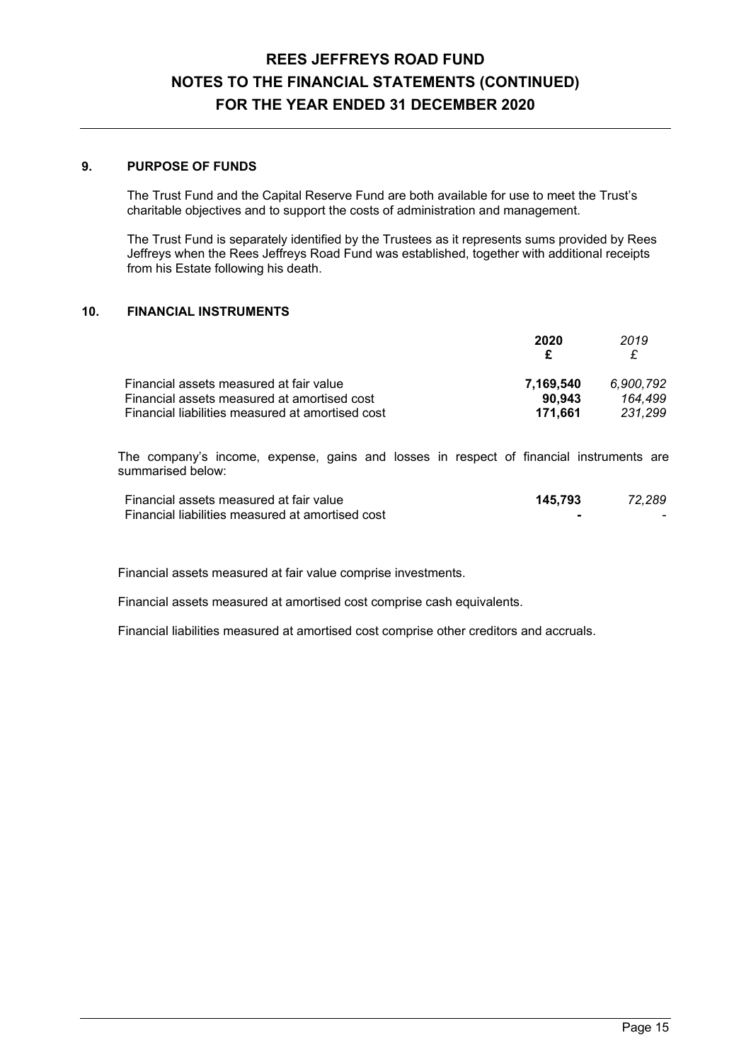## 9. PURPOSE OF FUNDS

The Trust Fund and the Capital Reserve Fund are both available for use to meet the Trust's charitable objectives and to support the costs of administration and management.

The Trust Fund is separately identified by the Trustees as it represents sums provided by Rees Jeffreys when the Rees Jeffreys Road Fund was established, together with additional receipts from his Estate following his death.

## 10. FINANCIAL INSTRUMENTS

| | **2020** | *2019* |
|---|---|---|
| | **£** | *£* |
| Financial assets measured at fair value | **7,169,540** | *6,900,792* |
| Financial assets measured at amortised cost | **90,943** | *164,499* |
| Financial liabilities measured at amortised cost | **171,661** | *231,299* |

The company's income, expense, gains and losses in respect of financial instruments are summarised below:

| | | |
|---|---|---|
| Financial assets measured at fair value | **145,793** | *72,289* |
| Financial liabilities measured at amortised cost | **-** | *-* |

Financial assets measured at fair value comprise investments.

Financial assets measured at amortised cost comprise cash equivalents.

Financial liabilities measured at amortised cost comprise other creditors and accruals.